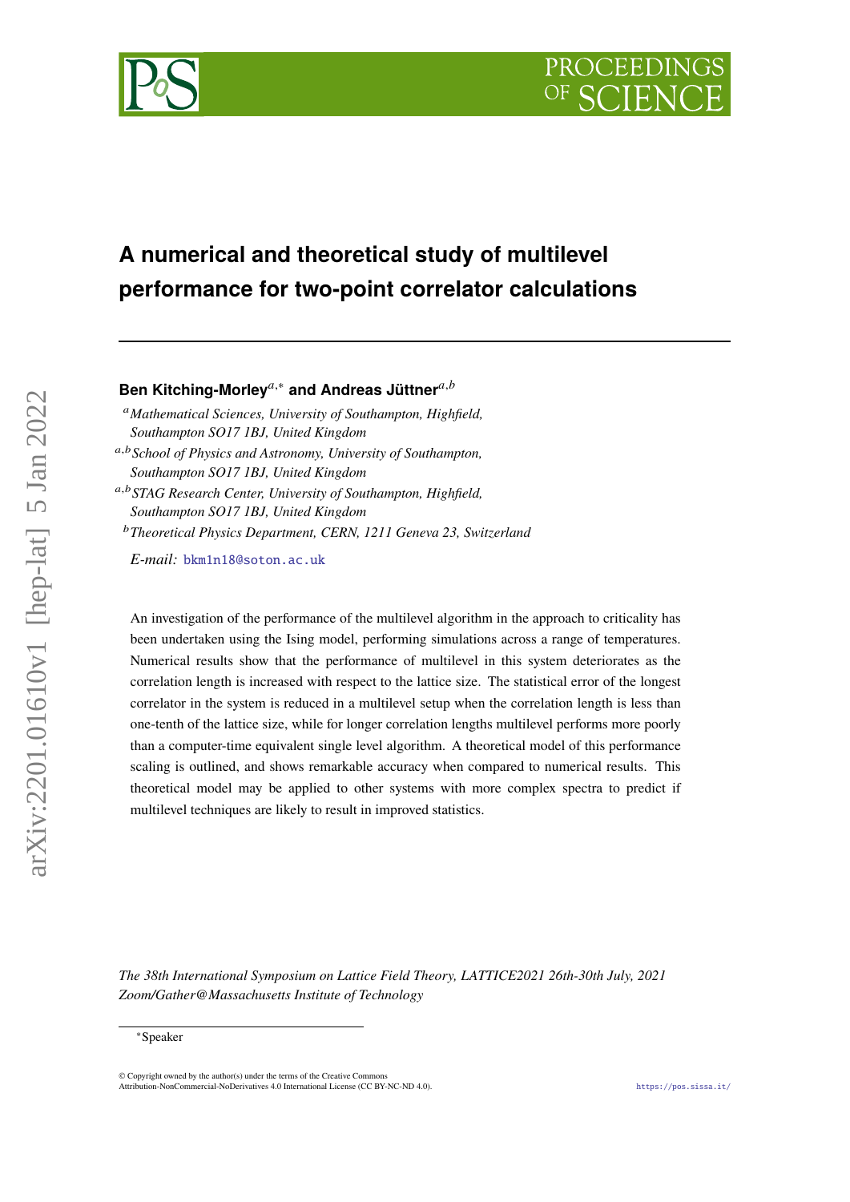# A numerical and theoretical study of multilevel performance for two-point correlator calculations

**Ben Kitching-Morley**[a,∗] **and Andreas Jüttner**[a,b]

[a] *Mathematical Sciences, University of Southampton, Highfield, Southampton SO17 1BJ, United Kingdom*

[a,b] *School of Physics and Astronomy, University of Southampton, Southampton SO17 1BJ, United Kingdom*

[a,b] *STAG Research Center, University of Southampton, Highfield, Southampton SO17 1BJ, United Kingdom*

[b] *Theoretical Physics Department, CERN, 1211 Geneva 23, Switzerland*

*E-mail:* bkm1n18@soton.ac.uk

An investigation of the performance of the multilevel algorithm in the approach to criticality has been undertaken using the Ising model, performing simulations across a range of temperatures. Numerical results show that the performance of multilevel in this system deteriorates as the correlation length is increased with respect to the lattice size. The statistical error of the longest correlator in the system is reduced in a multilevel setup when the correlation length is less than one-tenth of the lattice size, while for longer correlation lengths multilevel performs more poorly than a computer-time equivalent single level algorithm. A theoretical model of this performance scaling is outlined, and shows remarkable accuracy when compared to numerical results. This theoretical model may be applied to other systems with more complex spectra to predict if multilevel techniques are likely to result in improved statistics.

*The 38th International Symposium on Lattice Field Theory, LATTICE2021 26th-30th July, 2021 Zoom/Gather@Massachusetts Institute of Technology*

∗Speaker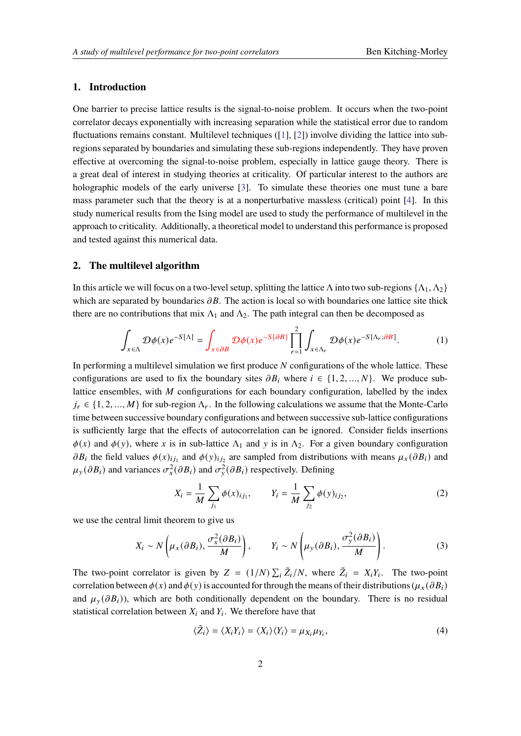## 1. Introduction

One barrier to precise lattice results is the signal-to-noise problem. It occurs when the two-point correlator decays exponentially with increasing separation while the statistical error due to random fluctuations remains constant. Multilevel techniques ([1], [2]) involve dividing the lattice into sub-regions separated by boundaries and simulating these sub-regions independently. They have proven effective at overcoming the signal-to-noise problem, especially in lattice gauge theory. There is a great deal of interest in studying theories at criticality. Of particular interest to the authors are holographic models of the early universe [3]. To simulate these theories one must tune a bare mass parameter such that the theory is at a nonperturbative massless (critical) point [4]. In this study numerical results from the Ising model are used to study the performance of multilevel in the approach to criticality. Additionally, a theoretical model to understand this performance is proposed and tested against this numerical data.

## 2. The multilevel algorithm

In this article we will focus on a two-level setup, splitting the lattice $\Lambda$ into two sub-regions $\{\Lambda_1, \Lambda_2\}$ which are separated by boundaries $\partial B$. The action is local so with boundaries one lattice site thick there are no contributions that mix $\Lambda_1$ and $\Lambda_2$. The path integral can then be decomposed as

$$\int_{x\in\Lambda} \mathcal{D}\phi(x) e^{-S[\Lambda]} = \int_{x\in\partial B} \mathcal{D}\phi(x) e^{-S[\partial B]} \prod_{r=1}^{2} \int_{x\in\Lambda_r} \mathcal{D}\phi(x) e^{-S[\Lambda_r;\partial B]}. \tag{1}$$

In performing a multilevel simulation we first produce $N$ configurations of the whole lattice. These configurations are used to fix the boundary sites $\partial B_i$ where $i \in \{1, 2, ..., N\}$. We produce sub-lattice ensembles, with $M$ configurations for each boundary configuration, labelled by the index $j_r \in \{1, 2, ..., M\}$ for sub-region $\Lambda_r$. In the following calculations we assume that the Monte-Carlo time between successive boundary configurations and between successive sub-lattice configurations is sufficiently large that the effects of autocorrelation can be ignored. Consider fields insertions $\phi(x)$ and $\phi(y)$, where $x$ is in sub-lattice $\Lambda_1$ and $y$ is in $\Lambda_2$. For a given boundary configuration $\partial B_i$ the field values $\phi(x)_{ij_1}$ and $\phi(y)_{ij_2}$ are sampled from distributions with means $\mu_x(\partial B_i)$ and $\mu_y(\partial B_i)$ and variances $\sigma_x^2(\partial B_i)$ and $\sigma_y^2(\partial B_i)$ respectively. Defining

$$X_i = \frac{1}{M}\sum_{j_1} \phi(x)_{ij_1}, \qquad Y_i = \frac{1}{M}\sum_{j_2} \phi(y)_{ij_2}, \tag{2}$$

we use the central limit theorem to give us

$$X_i \sim N\left(\mu_x(\partial B_i), \frac{\sigma_x^2(\partial B_i)}{M}\right), \qquad Y_i \sim N\left(\mu_y(\partial B_i), \frac{\sigma_y^2(\partial B_i)}{M}\right). \tag{3}$$

The two-point correlator is given by $Z = (1/N)\sum_i \tilde{Z}_i/N$, where $\tilde{Z}_i = X_i Y_i$. The two-point correlation between $\phi(x)$ and $\phi(y)$ is accounted for through the means of their distributions ($\mu_x(\partial B_i)$ and $\mu_y(\partial B_i)$), which are both conditionally dependent on the boundary. There is no residual statistical correlation between $X_i$ and $Y_i$. We therefore have that

$$\langle \tilde{Z}_i \rangle = \langle X_i Y_i \rangle = \langle X_i \rangle \langle Y_i \rangle = \mu_{X_i}\mu_{Y_i}, \tag{4}$$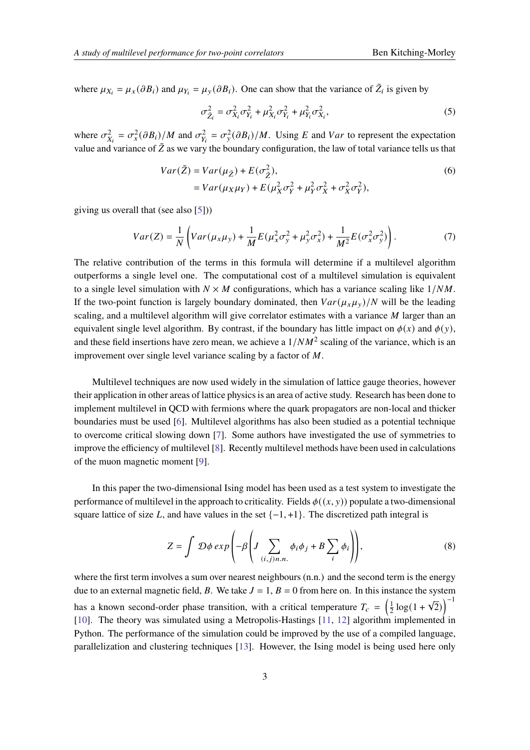where $\mu_{X_i} = \mu_x(\partial B_i)$ and $\mu_{Y_i} = \mu_y(\partial B_i)$. One can show that the variance of $\tilde{Z}_i$ is given by

$$\sigma^2_{\tilde{Z}_i} = \sigma^2_{X_i}\sigma^2_{Y_i} + \mu^2_{X_i}\sigma^2_{Y_i} + \mu^2_{Y_i}\sigma^2_{X_i}, \tag{5}$$

where $\sigma^2_{X_i} = \sigma^2_x(\partial B_i)/M$ and $\sigma^2_{Y_i} = \sigma^2_y(\partial B_i)/M$. Using $E$ and $Var$ to represent the expectation value and variance of $\tilde{Z}$ as we vary the boundary configuration, the law of total variance tells us that

$$\begin{aligned} Var(\tilde{Z}) &= Var(\mu_{\tilde{Z}}) + E(\sigma^2_{\tilde{Z}}), \\ &= Var(\mu_X \mu_Y) + E(\mu_X^2\sigma_Y^2 + \mu_Y^2\sigma_X^2 + \sigma_X^2\sigma_Y^2), \end{aligned} \tag{6}$$

giving us overall that (see also [5]))

$$Var(Z) = \frac{1}{N}\left(Var(\mu_x\mu_y) + \frac{1}{M}E(\mu_x^2\sigma_y^2 + \mu_y^2\sigma_x^2) + \frac{1}{M^2}E(\sigma_x^2\sigma_y^2)\right). \tag{7}$$

The relative contribution of the terms in this formula will determine if a multilevel algorithm outperforms a single level one. The computational cost of a multilevel simulation is equivalent to a single level simulation with $N \times M$ configurations, which has a variance scaling like $1/NM$. If the two-point function is largely boundary dominated, then $Var(\mu_x\mu_y)/N$ will be the leading scaling, and a multilevel algorithm will give correlator estimates with a variance $M$ larger than an equivalent single level algorithm. By contrast, if the boundary has little impact on $\phi(x)$ and $\phi(y)$, and these field insertions have zero mean, we achieve a $1/NM^2$ scaling of the variance, which is an improvement over single level variance scaling by a factor of $M$.

Multilevel techniques are now used widely in the simulation of lattice gauge theories, however their application in other areas of lattice physics is an area of active study. Research has been done to implement multilevel in QCD with fermions where the quark propagators are non-local and thicker boundaries must be used [6]. Multilevel algorithms has also been studied as a potential technique to overcome critical slowing down [7]. Some authors have investigated the use of symmetries to improve the efficiency of multilevel [8]. Recently multilevel methods have been used in calculations of the muon magnetic moment [9].

In this paper the two-dimensional Ising model has been used as a test system to investigate the performance of multilevel in the approach to criticality. Fields $\phi((x, y))$ populate a two-dimensional square lattice of size $L$, and have values in the set $\{-1, +1\}$. The discretized path integral is

$$Z = \int \mathcal{D}\phi\, exp\left(-\beta\left(J\sum_{(i,j)n.n.}\phi_i\phi_j + B\sum_i \phi_i\right)\right), \tag{8}$$

where the first term involves a sum over nearest neighbours (n.n.) and the second term is the energy due to an external magnetic field, $B$. We take $J = 1$, $B = 0$ from here on. In this instance the system has a known second-order phase transition, with a critical temperature $T_c = \left(\frac{1}{2}\log(1+\sqrt{2})\right)^{-1}$ [10]. The theory was simulated using a Metropolis-Hastings [11, 12] algorithm implemented in Python. The performance of the simulation could be improved by the use of a compiled language, parallelization and clustering techniques [13]. However, the Ising model is being used here only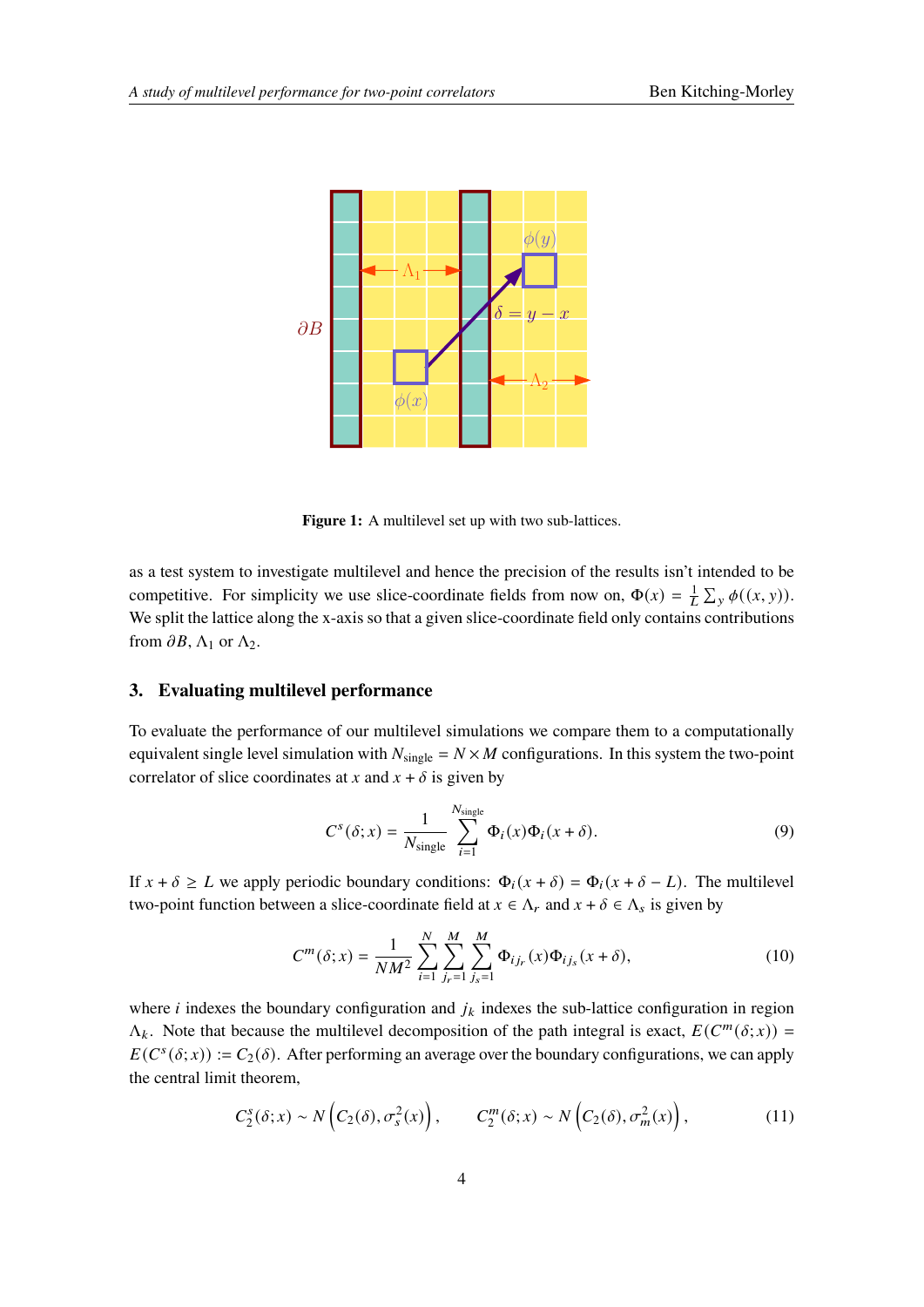Figure 1: A multilevel set up with two sub-lattices.

as a test system to investigate multilevel and hence the precision of the results isn't intended to be competitive. For simplicity we use slice-coordinate fields from now on, $\Phi(x) = \frac{1}{L}\sum_y \phi((x,y))$. We split the lattice along the x-axis so that a given slice-coordinate field only contains contributions from $\partial B$, $\Lambda_1$ or $\Lambda_2$.

## 3. Evaluating multilevel performance

To evaluate the performance of our multilevel simulations we compare them to a computationally equivalent single level simulation with $N_{\text{single}} = N \times M$ configurations. In this system the two-point correlator of slice coordinates at $x$ and $x + \delta$ is given by

$$C^s(\delta; x) = \frac{1}{N_{\text{single}}} \sum_{i=1}^{N_{\text{single}}} \Phi_i(x)\Phi_i(x+\delta). \tag{9}$$

If $x + \delta \geq L$ we apply periodic boundary conditions: $\Phi_i(x+\delta) = \Phi_i(x+\delta-L)$. The multilevel two-point function between a slice-coordinate field at $x \in \Lambda_r$ and $x + \delta \in \Lambda_s$ is given by

$$C^m(\delta; x) = \frac{1}{NM^2} \sum_{i=1}^{N} \sum_{j_r=1}^{M} \sum_{j_s=1}^{M} \Phi_{ij_r}(x)\Phi_{ij_s}(x+\delta), \tag{10}$$

where $i$ indexes the boundary configuration and $j_k$ indexes the sub-lattice configuration in region $\Lambda_k$. Note that because the multilevel decomposition of the path integral is exact, $E(C^m(\delta; x)) = E(C^s(\delta; x)) := C_2(\delta)$. After performing an average over the boundary configurations, we can apply the central limit theorem,

$$C_2^s(\delta; x) \sim N\left(C_2(\delta), \sigma_s^2(x)\right), \qquad C_2^m(\delta; x) \sim N\left(C_2(\delta), \sigma_m^2(x)\right), \tag{11}$$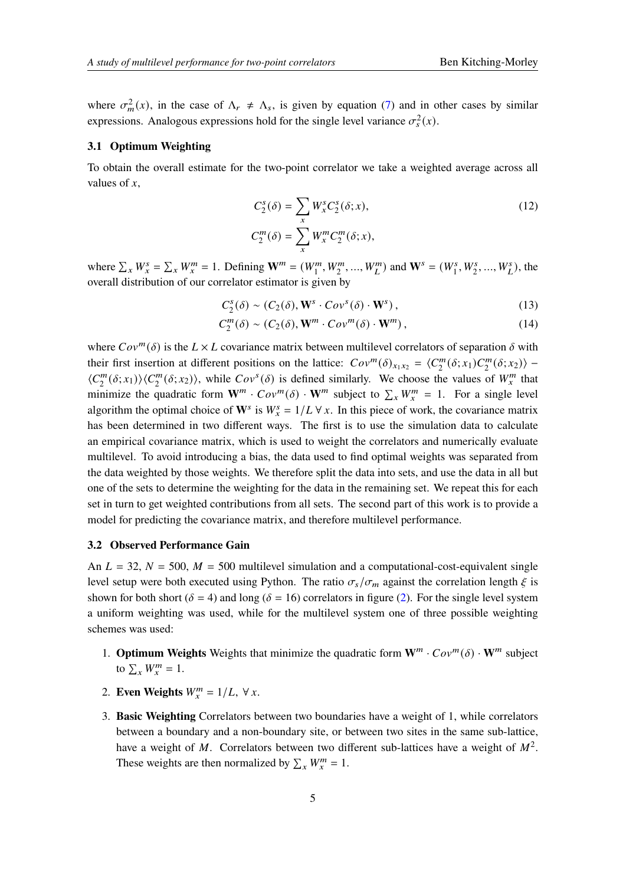where $\sigma_m^2(x)$, in the case of $\Lambda_r \neq \Lambda_s$, is given by equation (7) and in other cases by similar expressions. Analogous expressions hold for the single level variance $\sigma_s^2(x)$.

### 3.1 Optimum Weighting

To obtain the overall estimate for the two-point correlator we take a weighted average across all values of $x$,

$$
\begin{aligned}
C_2^s(\delta) &= \sum_x W_x^s C_2^s(\delta; x), \\
C_2^m(\delta) &= \sum_x W_x^m C_2^m(\delta; x),
\end{aligned}
\tag{12}
$$

where $\sum_x W_x^s = \sum_x W_x^m = 1$. Defining $\mathbf{W}^m = (W_1^m, W_2^m, ..., W_L^m)$ and $\mathbf{W}^s = (W_1^s, W_2^s, ..., W_L^s)$, the overall distribution of our correlator estimator is given by

$$
C_2^s(\delta) \sim (C_2(\delta), \mathbf{W}^s \cdot Cov^s(\delta) \cdot \mathbf{W}^s)\,, \tag{13}
$$

$$
C_2^m(\delta) \sim (C_2(\delta), \mathbf{W}^m \cdot Cov^m(\delta) \cdot \mathbf{W}^m)\,, \tag{14}
$$

where $Cov^m(\delta)$ is the $L \times L$ covariance matrix between multilevel correlators of separation $\delta$ with their first insertion at different positions on the lattice: $Cov^m(\delta)_{x_1 x_2} = \langle C_2^m(\delta; x_1) C_2^m(\delta; x_2)\rangle - \langle C_2^m(\delta; x_1)\rangle\langle C_2^m(\delta; x_2)\rangle$, while $Cov^s(\delta)$ is defined similarly. We choose the values of $W_x^m$ that minimize the quadratic form $\mathbf{W}^m \cdot Cov^m(\delta) \cdot \mathbf{W}^m$ subject to $\sum_x W_x^m = 1$. For a single level algorithm the optimal choice of $\mathbf{W}^s$ is $W_x^s = 1/L \; \forall \, x$. In this piece of work, the covariance matrix has been determined in two different ways. The first is to use the simulation data to calculate an empirical covariance matrix, which is used to weight the correlators and numerically evaluate multilevel. To avoid introducing a bias, the data used to find optimal weights was separated from the data weighted by those weights. We therefore split the data into sets, and use the data in all but one of the sets to determine the weighting for the data in the remaining set. We repeat this for each set in turn to get weighted contributions from all sets. The second part of this work is to provide a model for predicting the covariance matrix, and therefore multilevel performance.

### 3.2 Observed Performance Gain

An $L = 32$, $N = 500$, $M = 500$ multilevel simulation and a computational-cost-equivalent single level setup were both executed using Python. The ratio $\sigma_s/\sigma_m$ against the correlation length $\xi$ is shown for both short ($\delta = 4$) and long ($\delta = 16$) correlators in figure (2). For the single level system a uniform weighting was used, while for the multilevel system one of three possible weighting schemes was used:

1. **Optimum Weights** Weights that minimize the quadratic form $\mathbf{W}^m \cdot Cov^m(\delta) \cdot \mathbf{W}^m$ subject to $\sum_x W_x^m = 1$.
2. **Even Weights** $W_x^m = 1/L, \; \forall \, x$.
3. **Basic Weighting** Correlators between two boundaries have a weight of 1, while correlators between a boundary and a non-boundary site, or between two sites in the same sub-lattice, have a weight of $M$. Correlators between two different sub-lattices have a weight of $M^2$. These weights are then normalized by $\sum_x W_x^m = 1$.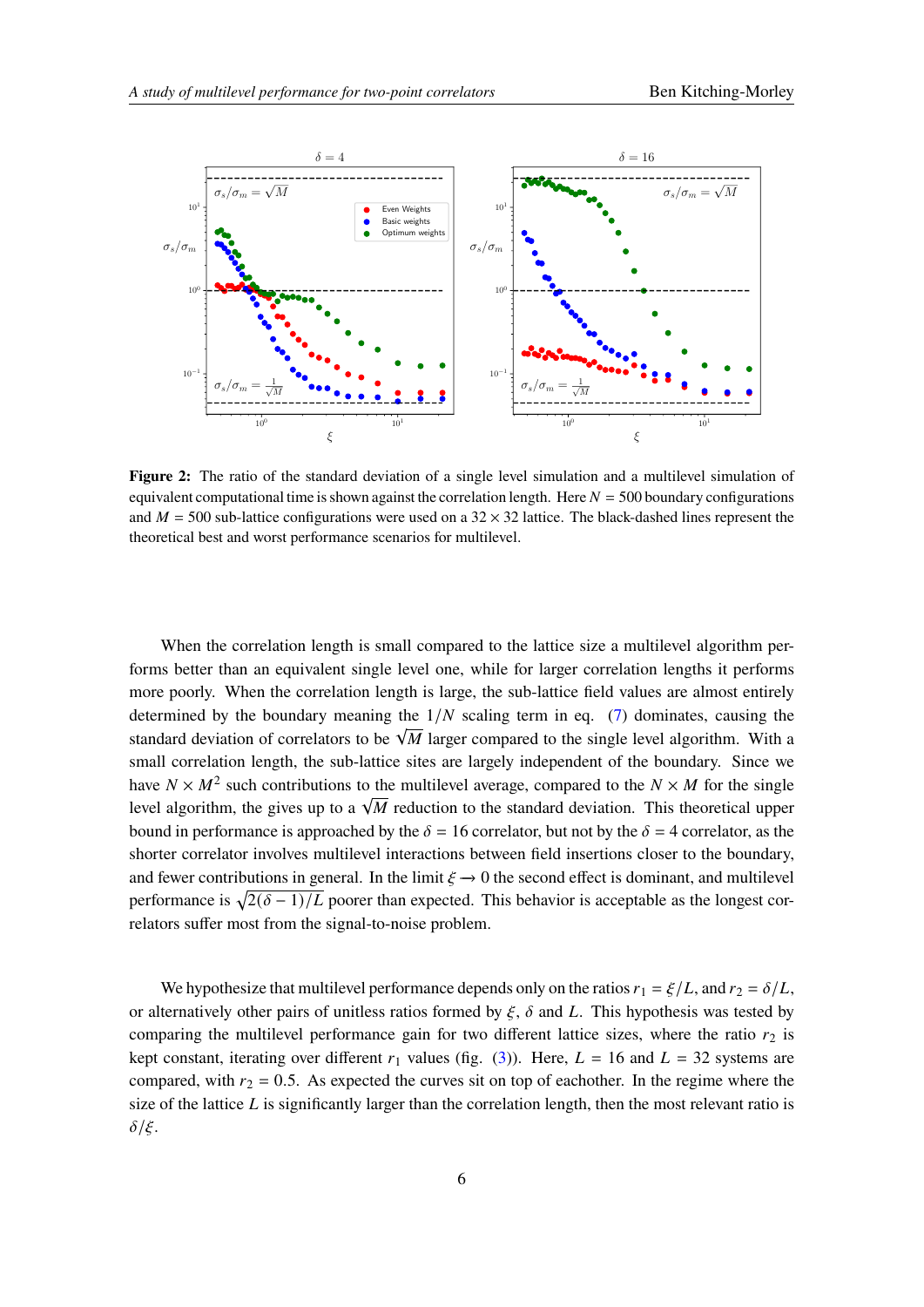**Figure 2:** The ratio of the standard deviation of a single level simulation and a multilevel simulation of equivalent computational time is shown against the correlation length. Here $N = 500$ boundary configurations and $M = 500$ sub-lattice configurations were used on a $32 \times 32$ lattice. The black-dashed lines represent the theoretical best and worst performance scenarios for multilevel.

When the correlation length is small compared to the lattice size a multilevel algorithm performs better than an equivalent single level one, while for larger correlation lengths it performs more poorly. When the correlation length is large, the sub-lattice field values are almost entirely determined by the boundary meaning the $1/N$ scaling term in eq. (7) dominates, causing the standard deviation of correlators to be $\sqrt{M}$ larger compared to the single level algorithm. With a small correlation length, the sub-lattice sites are largely independent of the boundary. Since we have $N \times M^2$ such contributions to the multilevel average, compared to the $N \times M$ for the single level algorithm, the gives up to a $\sqrt{M}$ reduction to the standard deviation. This theoretical upper bound in performance is approached by the $\delta = 16$ correlator, but not by the $\delta = 4$ correlator, as the shorter correlator involves multilevel interactions between field insertions closer to the boundary, and fewer contributions in general. In the limit $\xi \to 0$ the second effect is dominant, and multilevel performance is $\sqrt{2(\delta - 1)/L}$ poorer than expected. This behavior is acceptable as the longest correlators suffer most from the signal-to-noise problem.

We hypothesize that multilevel performance depends only on the ratios $r_1 = \xi/L$, and $r_2 = \delta/L$, or alternatively other pairs of unitless ratios formed by $\xi$, $\delta$ and $L$. This hypothesis was tested by comparing the multilevel performance gain for two different lattice sizes, where the ratio $r_2$ is kept constant, iterating over different $r_1$ values (fig. (3)). Here, $L = 16$ and $L = 32$ systems are compared, with $r_2 = 0.5$. As expected the curves sit on top of eachother. In the regime where the size of the lattice $L$ is significantly larger than the correlation length, then the most relevant ratio is $\delta/\xi$.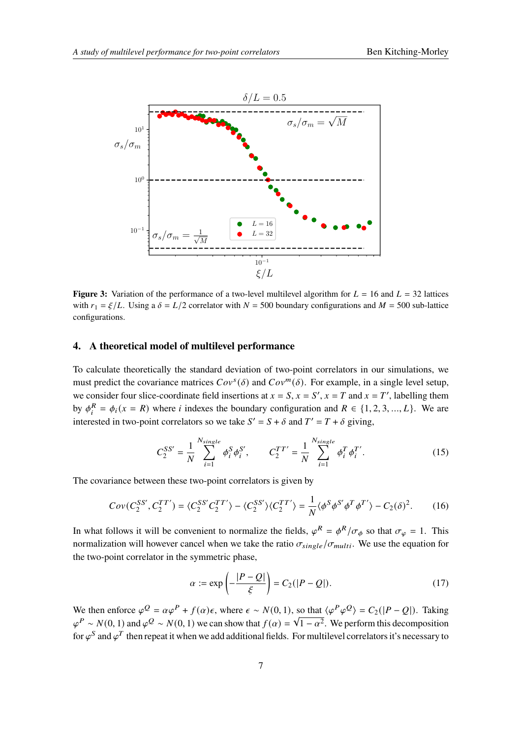**Figure 3:** Variation of the performance of a two-level multilevel algorithm for $L = 16$ and $L = 32$ lattices with $r_1 = \xi/L$. Using a $\delta = L/2$ correlator with $N = 500$ boundary configurations and $M = 500$ sub-lattice configurations.

## 4. A theoretical model of multilevel performance

To calculate theoretically the standard deviation of two-point correlators in our simulations, we must predict the covariance matrices $Cov^s(\delta)$ and $Cov^m(\delta)$. For example, in a single level setup, we consider four slice-coordinate field insertions at $x = S$, $x = S'$, $x = T$ and $x = T'$, labelling them by $\phi_i^R = \phi_i(x = R)$ where $i$ indexes the boundary configuration and $R \in \{1, 2, 3, ..., L\}$. We are interested in two-point correlators so we take $S' = S + \delta$ and $T' = T + \delta$ giving,

$$C_2^{SS'} = \frac{1}{N}\sum_{i=1}^{N_{single}} \phi_i^S \phi_i^{S'}, \qquad C_2^{TT'} = \frac{1}{N}\sum_{i=1}^{N_{single}} \phi_i^T \phi_i^{T'}. \tag{15}$$

The covariance between these two-point correlators is given by

$$Cov(C_2^{SS'}, C_2^{TT'}) = \langle C_2^{SS'} C_2^{TT'} \rangle - \langle C_2^{SS'} \rangle \langle C_2^{TT'} \rangle = \frac{1}{N}\langle \phi^S \phi^{S'} \phi^T \phi^{T'} \rangle - C_2(\delta)^2. \tag{16}$$

In what follows it will be convenient to normalize the fields, $\varphi^R = \phi^R/\sigma_\phi$ so that $\sigma_\varphi = 1$. This normalization will however cancel when we take the ratio $\sigma_{single}/\sigma_{multi}$. We use the equation for the two-point correlator in the symmetric phase,

$$\alpha := \exp\left(-\frac{|P - Q|}{\xi}\right) = C_2(|P - Q|). \tag{17}$$

We then enforce $\varphi^Q = \alpha\varphi^P + f(\alpha)\epsilon$, where $\epsilon \sim N(0, 1)$, so that $\langle \varphi^P \varphi^Q \rangle = C_2(|P - Q|)$. Taking $\varphi^P \sim N(0, 1)$ and $\varphi^Q \sim N(0, 1)$ we can show that $f(\alpha) = \sqrt{1 - \alpha^2}$. We perform this decomposition for $\varphi^S$ and $\varphi^T$ then repeat it when we add additional fields. For multilevel correlators it's necessary to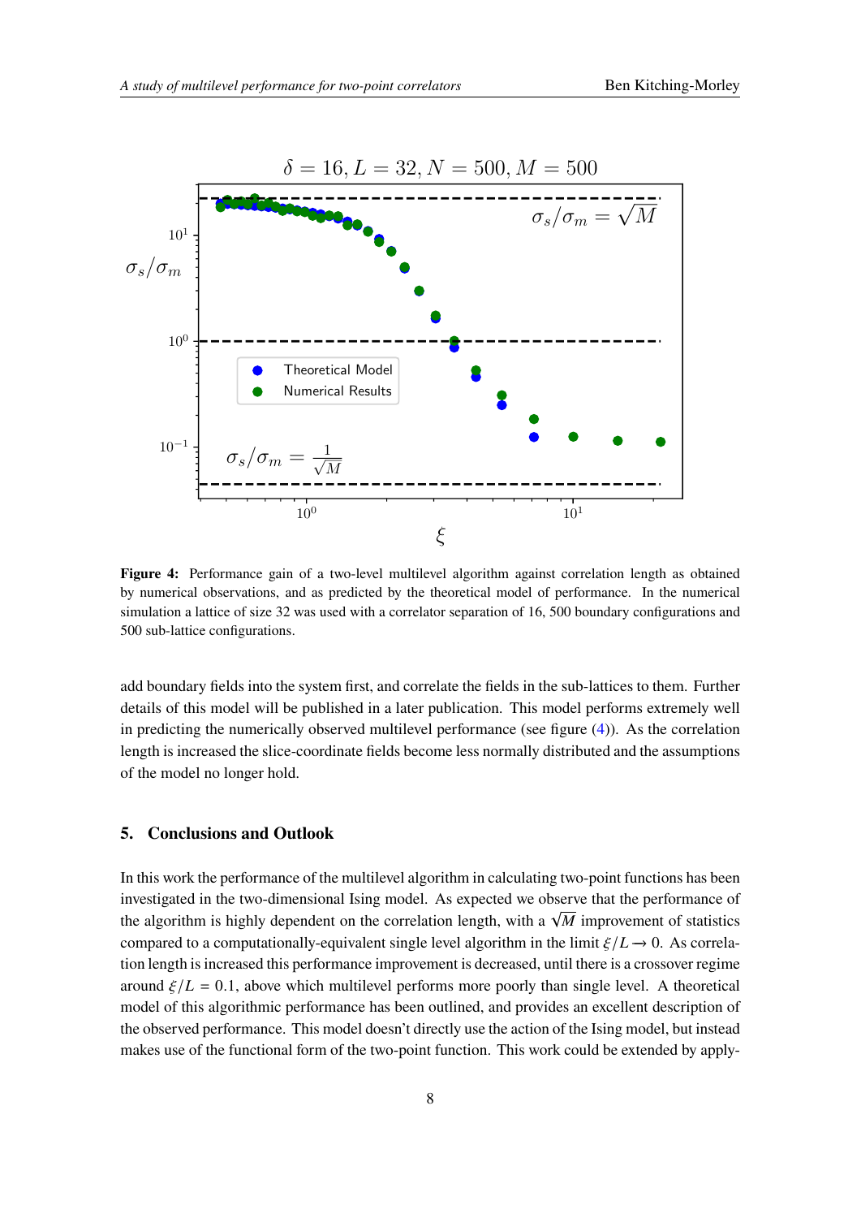**Figure 4:** Performance gain of a two-level multilevel algorithm against correlation length as obtained by numerical observations, and as predicted by the theoretical model of performance. In the numerical simulation a lattice of size 32 was used with a correlator separation of 16, 500 boundary configurations and 500 sub-lattice configurations.

add boundary fields into the system first, and correlate the fields in the sub-lattices to them. Further details of this model will be published in a later publication. This model performs extremely well in predicting the numerically observed multilevel performance (see figure (4)). As the correlation length is increased the slice-coordinate fields become less normally distributed and the assumptions of the model no longer hold.

## 5. Conclusions and Outlook

In this work the performance of the multilevel algorithm in calculating two-point functions has been investigated in the two-dimensional Ising model. As expected we observe that the performance of the algorithm is highly dependent on the correlation length, with a $\sqrt{M}$ improvement of statistics compared to a computationally-equivalent single level algorithm in the limit $\xi/L \to 0$. As correlation length is increased this performance improvement is decreased, until there is a crossover regime around $\xi/L = 0.1$, above which multilevel performs more poorly than single level. A theoretical model of this algorithmic performance has been outlined, and provides an excellent description of the observed performance. This model doesn't directly use the action of the Ising model, but instead makes use of the functional form of the two-point function. This work could be extended by apply-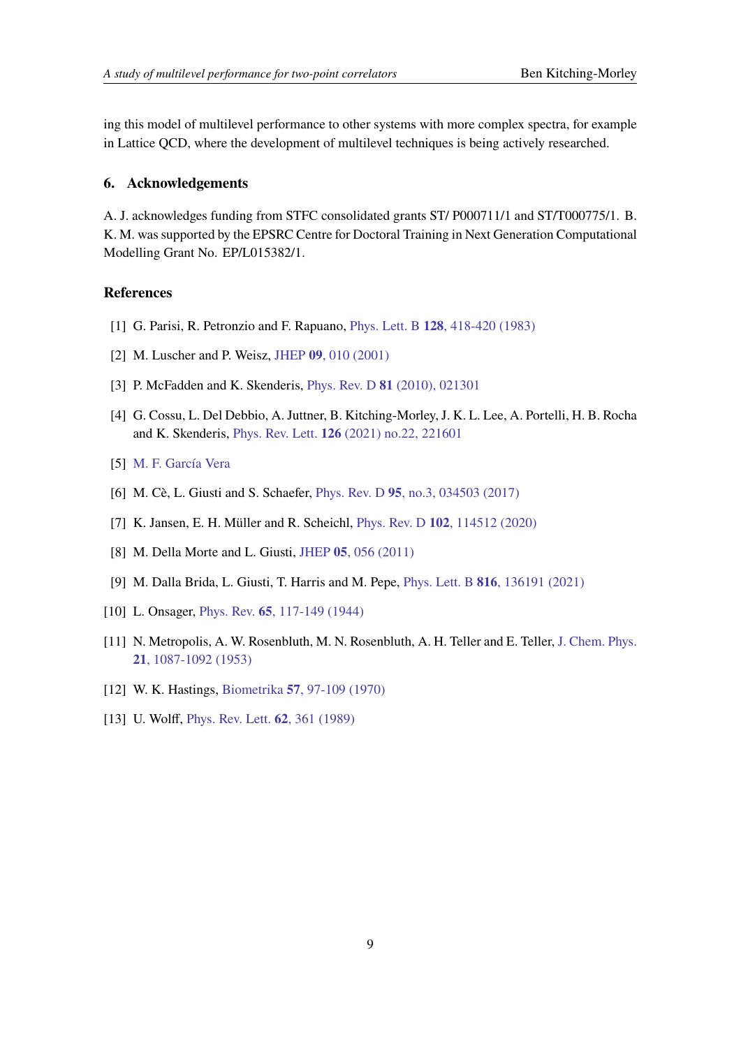ing this model of multilevel performance to other systems with more complex spectra, for example in Lattice QCD, where the development of multilevel techniques is being actively researched.

## 6. Acknowledgements

A. J. acknowledges funding from STFC consolidated grants ST/ P000711/1 and ST/T000775/1. B. K. M. was supported by the EPSRC Centre for Doctoral Training in Next Generation Computational Modelling Grant No. EP/L015382/1.

## References

[1] G. Parisi, R. Petronzio and F. Rapuano, Phys. Lett. B **128**, 418-420 (1983)

[2] M. Luscher and P. Weisz, JHEP **09**, 010 (2001)

[3] P. McFadden and K. Skenderis, Phys. Rev. D **81** (2010), 021301

[4] G. Cossu, L. Del Debbio, A. Juttner, B. Kitching-Morley, J. K. L. Lee, A. Portelli, H. B. Rocha and K. Skenderis, Phys. Rev. Lett. **126** (2021) no.22, 221601

[5] M. F. García Vera

[6] M. Cè, L. Giusti and S. Schaefer, Phys. Rev. D **95**, no.3, 034503 (2017)

[7] K. Jansen, E. H. Müller and R. Scheichl, Phys. Rev. D **102**, 114512 (2020)

[8] M. Della Morte and L. Giusti, JHEP **05**, 056 (2011)

[9] M. Dalla Brida, L. Giusti, T. Harris and M. Pepe, Phys. Lett. B **816**, 136191 (2021)

[10] L. Onsager, Phys. Rev. **65**, 117-149 (1944)

[11] N. Metropolis, A. W. Rosenbluth, M. N. Rosenbluth, A. H. Teller and E. Teller, J. Chem. Phys. **21**, 1087-1092 (1953)

[12] W. K. Hastings, Biometrika **57**, 97-109 (1970)

[13] U. Wolff, Phys. Rev. Lett. **62**, 361 (1989)